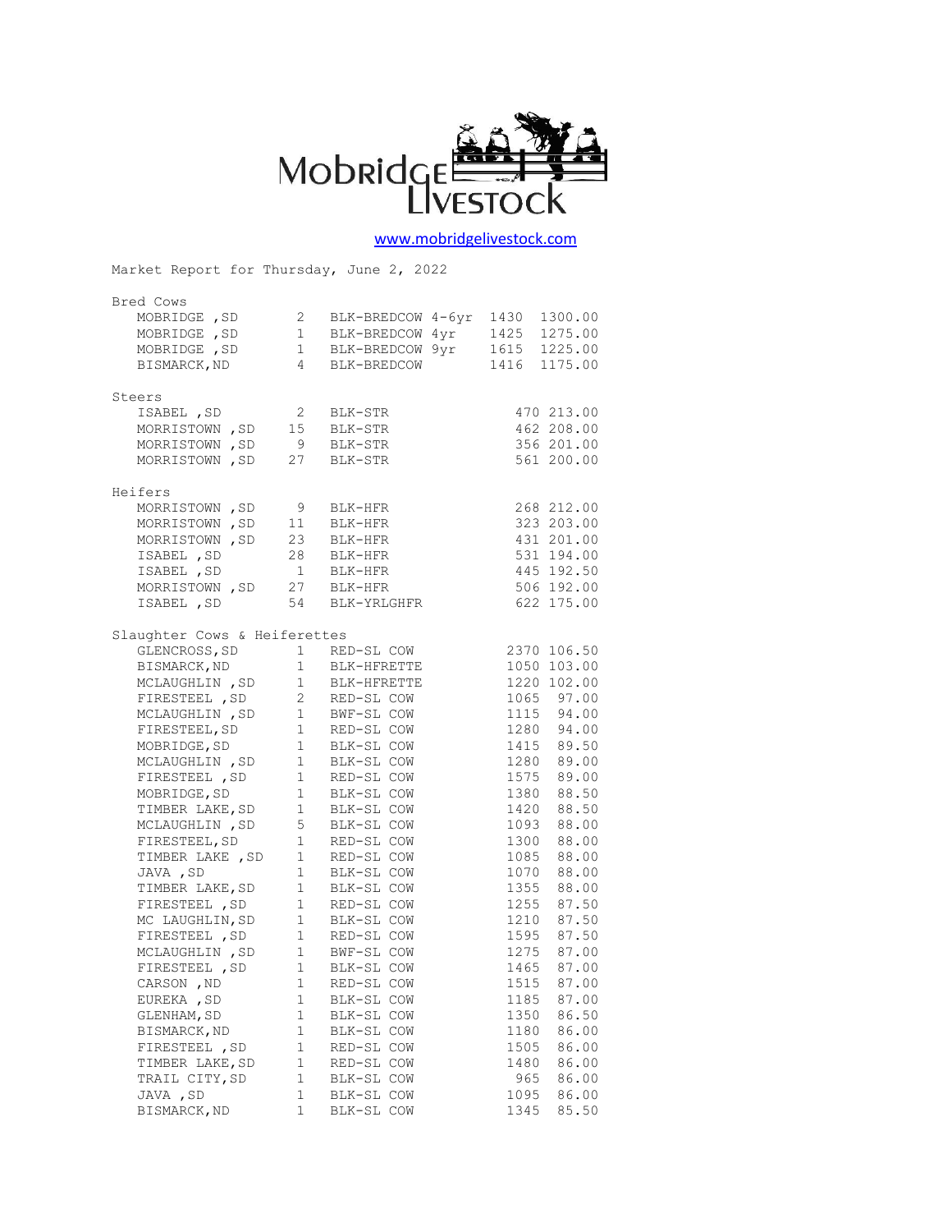# Mobridge Livestock

www.mobridgelivestock.com

Market Report for Thursday, June 2, 2022

## Bred Cows

| Location | Head | Description | Weight | Price |
|---|---|---|---|---|
| MOBRIDGE ,SD | 2 | BLK-BREDCOW 4-6yr | 1430 | 1300.00 |
| MOBRIDGE ,SD | 1 | BLK-BREDCOW 4yr | 1425 | 1275.00 |
| MOBRIDGE ,SD | 1 | BLK-BREDCOW 9yr | 1615 | 1225.00 |
| BISMARCK,ND | 4 | BLK-BREDCOW | 1416 | 1175.00 |

## Steers

| Location | Head | Description | Weight | Price |
|---|---|---|---|---|
| ISABEL ,SD | 2 | BLK-STR | 470 | 213.00 |
| MORRISTOWN ,SD | 15 | BLK-STR | 462 | 208.00 |
| MORRISTOWN ,SD | 9 | BLK-STR | 356 | 201.00 |
| MORRISTOWN ,SD | 27 | BLK-STR | 561 | 200.00 |

## Heifers

| Location | Head | Description | Weight | Price |
|---|---|---|---|---|
| MORRISTOWN ,SD | 9 | BLK-HFR | 268 | 212.00 |
| MORRISTOWN ,SD | 11 | BLK-HFR | 323 | 203.00 |
| MORRISTOWN ,SD | 23 | BLK-HFR | 431 | 201.00 |
| ISABEL ,SD | 28 | BLK-HFR | 531 | 194.00 |
| ISABEL ,SD | 1 | BLK-HFR | 445 | 192.50 |
| MORRISTOWN ,SD | 27 | BLK-HFR | 506 | 192.00 |
| ISABEL ,SD | 54 | BLK-YRLGHFR | 622 | 175.00 |

## Slaughter Cows & Heiferettes

| Location | Head | Description | Weight | Price |
|---|---|---|---|---|
| GLENCROSS,SD | 1 | RED-SL COW | 2370 | 106.50 |
| BISMARCK,ND | 1 | BLK-HFRETTE | 1050 | 103.00 |
| MCLAUGHLIN ,SD | 1 | BLK-HFRETTE | 1220 | 102.00 |
| FIRESTEEL ,SD | 2 | RED-SL COW | 1065 | 97.00 |
| MCLAUGHLIN ,SD | 1 | BWF-SL COW | 1115 | 94.00 |
| FIRESTEEL,SD | 1 | RED-SL COW | 1280 | 94.00 |
| MOBRIDGE,SD | 1 | BLK-SL COW | 1415 | 89.50 |
| MCLAUGHLIN ,SD | 1 | BLK-SL COW | 1280 | 89.00 |
| FIRESTEEL ,SD | 1 | RED-SL COW | 1575 | 89.00 |
| MOBRIDGE,SD | 1 | BLK-SL COW | 1380 | 88.50 |
| TIMBER LAKE,SD | 1 | BLK-SL COW | 1420 | 88.50 |
| MCLAUGHLIN ,SD | 5 | BLK-SL COW | 1093 | 88.00 |
| FIRESTEEL,SD | 1 | RED-SL COW | 1300 | 88.00 |
| TIMBER LAKE ,SD | 1 | RED-SL COW | 1085 | 88.00 |
| JAVA ,SD | 1 | BLK-SL COW | 1070 | 88.00 |
| TIMBER LAKE,SD | 1 | BLK-SL COW | 1355 | 88.00 |
| FIRESTEEL ,SD | 1 | RED-SL COW | 1255 | 87.50 |
| MC LAUGHLIN,SD | 1 | BLK-SL COW | 1210 | 87.50 |
| FIRESTEEL ,SD | 1 | RED-SL COW | 1595 | 87.50 |
| MCLAUGHLIN ,SD | 1 | BWF-SL COW | 1275 | 87.00 |
| FIRESTEEL ,SD | 1 | BLK-SL COW | 1465 | 87.00 |
| CARSON ,ND | 1 | RED-SL COW | 1515 | 87.00 |
| EUREKA ,SD | 1 | BLK-SL COW | 1185 | 87.00 |
| GLENHAM,SD | 1 | BLK-SL COW | 1350 | 86.50 |
| BISMARCK,ND | 1 | BLK-SL COW | 1180 | 86.00 |
| FIRESTEEL ,SD | 1 | RED-SL COW | 1505 | 86.00 |
| TIMBER LAKE,SD | 1 | RED-SL COW | 1480 | 86.00 |
| TRAIL CITY,SD | 1 | BLK-SL COW | 965 | 86.00 |
| JAVA ,SD | 1 | BLK-SL COW | 1095 | 86.00 |
| BISMARCK,ND | 1 | BLK-SL COW | 1345 | 85.50 |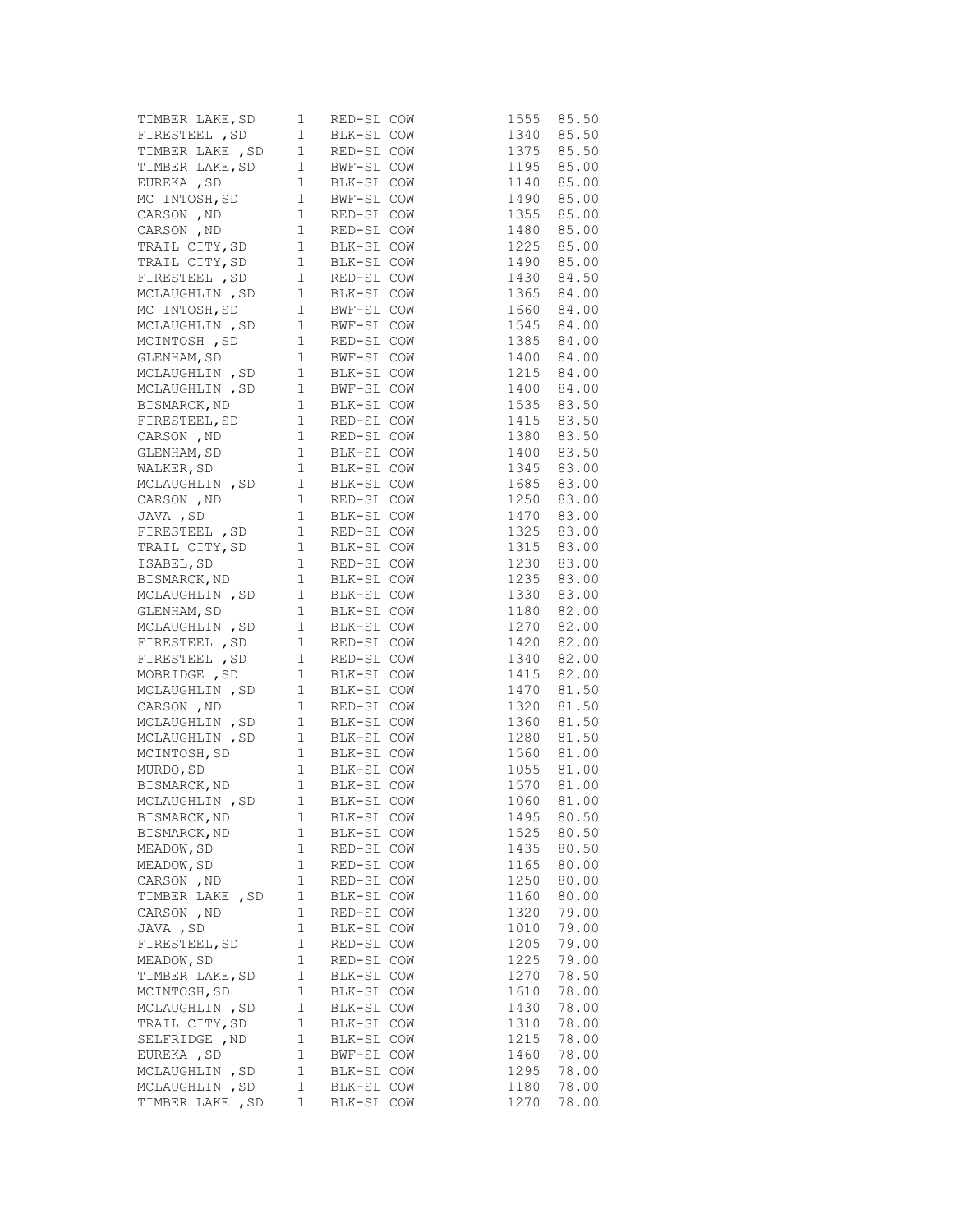| | | | | |
|---|---|---|---|---|
| TIMBER LAKE,SD | 1 | RED-SL COW | 1555 | 85.50 |
| FIRESTEEL ,SD | 1 | BLK-SL COW | 1340 | 85.50 |
| TIMBER LAKE ,SD | 1 | RED-SL COW | 1375 | 85.50 |
| TIMBER LAKE,SD | 1 | BWF-SL COW | 1195 | 85.00 |
| EUREKA ,SD | 1 | BLK-SL COW | 1140 | 85.00 |
| MC INTOSH,SD | 1 | BWF-SL COW | 1490 | 85.00 |
| CARSON ,ND | 1 | RED-SL COW | 1355 | 85.00 |
| CARSON ,ND | 1 | RED-SL COW | 1480 | 85.00 |
| TRAIL CITY,SD | 1 | BLK-SL COW | 1225 | 85.00 |
| TRAIL CITY,SD | 1 | BLK-SL COW | 1490 | 85.00 |
| FIRESTEEL ,SD | 1 | RED-SL COW | 1430 | 84.50 |
| MCLAUGHLIN ,SD | 1 | BLK-SL COW | 1365 | 84.00 |
| MC INTOSH,SD | 1 | BWF-SL COW | 1660 | 84.00 |
| MCLAUGHLIN ,SD | 1 | BWF-SL COW | 1545 | 84.00 |
| MCINTOSH ,SD | 1 | RED-SL COW | 1385 | 84.00 |
| GLENHAM,SD | 1 | BWF-SL COW | 1400 | 84.00 |
| MCLAUGHLIN ,SD | 1 | BLK-SL COW | 1215 | 84.00 |
| MCLAUGHLIN ,SD | 1 | BWF-SL COW | 1400 | 84.00 |
| BISMARCK,ND | 1 | BLK-SL COW | 1535 | 83.50 |
| FIRESTEEL,SD | 1 | RED-SL COW | 1415 | 83.50 |
| CARSON ,ND | 1 | RED-SL COW | 1380 | 83.50 |
| GLENHAM,SD | 1 | BLK-SL COW | 1400 | 83.50 |
| WALKER,SD | 1 | BLK-SL COW | 1345 | 83.00 |
| MCLAUGHLIN ,SD | 1 | BLK-SL COW | 1685 | 83.00 |
| CARSON ,ND | 1 | RED-SL COW | 1250 | 83.00 |
| JAVA ,SD | 1 | BLK-SL COW | 1470 | 83.00 |
| FIRESTEEL ,SD | 1 | RED-SL COW | 1325 | 83.00 |
| TRAIL CITY,SD | 1 | BLK-SL COW | 1315 | 83.00 |
| ISABEL,SD | 1 | RED-SL COW | 1230 | 83.00 |
| BISMARCK,ND | 1 | BLK-SL COW | 1235 | 83.00 |
| MCLAUGHLIN ,SD | 1 | BLK-SL COW | 1330 | 83.00 |
| GLENHAM,SD | 1 | BLK-SL COW | 1180 | 82.00 |
| MCLAUGHLIN ,SD | 1 | BLK-SL COW | 1270 | 82.00 |
| FIRESTEEL ,SD | 1 | RED-SL COW | 1420 | 82.00 |
| FIRESTEEL ,SD | 1 | RED-SL COW | 1340 | 82.00 |
| MOBRIDGE ,SD | 1 | BLK-SL COW | 1415 | 82.00 |
| MCLAUGHLIN ,SD | 1 | BLK-SL COW | 1470 | 81.50 |
| CARSON ,ND | 1 | RED-SL COW | 1320 | 81.50 |
| MCLAUGHLIN ,SD | 1 | BLK-SL COW | 1360 | 81.50 |
| MCLAUGHLIN ,SD | 1 | BLK-SL COW | 1280 | 81.50 |
| MCINTOSH,SD | 1 | BLK-SL COW | 1560 | 81.00 |
| MURDO,SD | 1 | BLK-SL COW | 1055 | 81.00 |
| BISMARCK,ND | 1 | BLK-SL COW | 1570 | 81.00 |
| MCLAUGHLIN ,SD | 1 | BLK-SL COW | 1060 | 81.00 |
| BISMARCK,ND | 1 | BLK-SL COW | 1495 | 80.50 |
| BISMARCK,ND | 1 | BLK-SL COW | 1525 | 80.50 |
| MEADOW,SD | 1 | RED-SL COW | 1435 | 80.50 |
| MEADOW,SD | 1 | RED-SL COW | 1165 | 80.00 |
| CARSON ,ND | 1 | RED-SL COW | 1250 | 80.00 |
| TIMBER LAKE ,SD | 1 | BLK-SL COW | 1160 | 80.00 |
| CARSON ,ND | 1 | RED-SL COW | 1320 | 79.00 |
| JAVA ,SD | 1 | BLK-SL COW | 1010 | 79.00 |
| FIRESTEEL,SD | 1 | RED-SL COW | 1205 | 79.00 |
| MEADOW,SD | 1 | RED-SL COW | 1225 | 79.00 |
| TIMBER LAKE,SD | 1 | BLK-SL COW | 1270 | 78.50 |
| MCINTOSH,SD | 1 | BLK-SL COW | 1610 | 78.00 |
| MCLAUGHLIN ,SD | 1 | BLK-SL COW | 1430 | 78.00 |
| TRAIL CITY,SD | 1 | BLK-SL COW | 1310 | 78.00 |
| SELFRIDGE ,ND | 1 | BLK-SL COW | 1215 | 78.00 |
| EUREKA ,SD | 1 | BWF-SL COW | 1460 | 78.00 |
| MCLAUGHLIN ,SD | 1 | BLK-SL COW | 1295 | 78.00 |
| MCLAUGHLIN ,SD | 1 | BLK-SL COW | 1180 | 78.00 |
| TIMBER LAKE ,SD | 1 | BLK-SL COW | 1270 | 78.00 |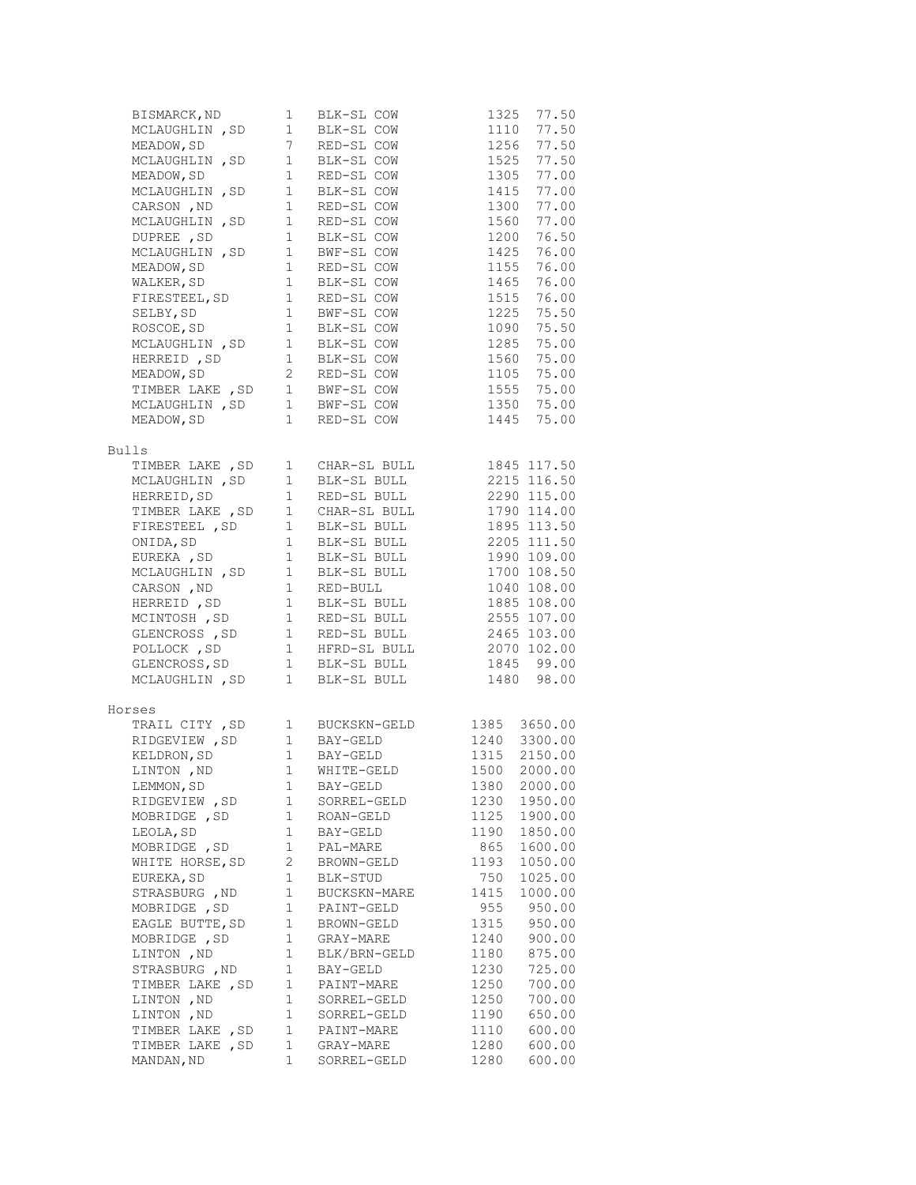| | | | | |
|---|---|---|---|---|
| BISMARCK,ND | 1 | BLK-SL COW | 1325 | 77.50 |
| MCLAUGHLIN ,SD | 1 | BLK-SL COW | 1110 | 77.50 |
| MEADOW,SD | 7 | RED-SL COW | 1256 | 77.50 |
| MCLAUGHLIN ,SD | 1 | BLK-SL COW | 1525 | 77.50 |
| MEADOW,SD | 1 | RED-SL COW | 1305 | 77.00 |
| MCLAUGHLIN ,SD | 1 | BLK-SL COW | 1415 | 77.00 |
| CARSON ,ND | 1 | RED-SL COW | 1300 | 77.00 |
| MCLAUGHLIN ,SD | 1 | RED-SL COW | 1560 | 77.00 |
| DUPREE ,SD | 1 | BLK-SL COW | 1200 | 76.50 |
| MCLAUGHLIN ,SD | 1 | BWF-SL COW | 1425 | 76.00 |
| MEADOW,SD | 1 | RED-SL COW | 1155 | 76.00 |
| WALKER,SD | 1 | BLK-SL COW | 1465 | 76.00 |
| FIRESTEEL,SD | 1 | RED-SL COW | 1515 | 76.00 |
| SELBY,SD | 1 | BWF-SL COW | 1225 | 75.50 |
| ROSCOE,SD | 1 | BLK-SL COW | 1090 | 75.50 |
| MCLAUGHLIN ,SD | 1 | BLK-SL COW | 1285 | 75.00 |
| HERREID ,SD | 1 | BLK-SL COW | 1560 | 75.00 |
| MEADOW,SD | 2 | RED-SL COW | 1105 | 75.00 |
| TIMBER LAKE ,SD | 1 | BWF-SL COW | 1555 | 75.00 |
| MCLAUGHLIN ,SD | 1 | BWF-SL COW | 1350 | 75.00 |
| MEADOW,SD | 1 | RED-SL COW | 1445 | 75.00 |

Bulls

| | | | | |
|---|---|---|---|---|
| TIMBER LAKE ,SD | 1 | CHAR-SL BULL | 1845 | 117.50 |
| MCLAUGHLIN ,SD | 1 | BLK-SL BULL | 2215 | 116.50 |
| HERREID,SD | 1 | RED-SL BULL | 2290 | 115.00 |
| TIMBER LAKE ,SD | 1 | CHAR-SL BULL | 1790 | 114.00 |
| FIRESTEEL ,SD | 1 | BLK-SL BULL | 1895 | 113.50 |
| ONIDA,SD | 1 | BLK-SL BULL | 2205 | 111.50 |
| EUREKA ,SD | 1 | BLK-SL BULL | 1990 | 109.00 |
| MCLAUGHLIN ,SD | 1 | BLK-SL BULL | 1700 | 108.50 |
| CARSON ,ND | 1 | RED-BULL | 1040 | 108.00 |
| HERREID ,SD | 1 | BLK-SL BULL | 1885 | 108.00 |
| MCINTOSH ,SD | 1 | RED-SL BULL | 2555 | 107.00 |
| GLENCROSS ,SD | 1 | RED-SL BULL | 2465 | 103.00 |
| POLLOCK ,SD | 1 | HFRD-SL BULL | 2070 | 102.00 |
| GLENCROSS,SD | 1 | BLK-SL BULL | 1845 | 99.00 |
| MCLAUGHLIN ,SD | 1 | BLK-SL BULL | 1480 | 98.00 |

Horses

| | | | | |
|---|---|---|---|---|
| TRAIL CITY ,SD | 1 | BUCKSKN-GELD | 1385 | 3650.00 |
| RIDGEVIEW ,SD | 1 | BAY-GELD | 1240 | 3300.00 |
| KELDRON,SD | 1 | BAY-GELD | 1315 | 2150.00 |
| LINTON ,ND | 1 | WHITE-GELD | 1500 | 2000.00 |
| LEMMON,SD | 1 | BAY-GELD | 1380 | 2000.00 |
| RIDGEVIEW ,SD | 1 | SORREL-GELD | 1230 | 1950.00 |
| MOBRIDGE ,SD | 1 | ROAN-GELD | 1125 | 1900.00 |
| LEOLA,SD | 1 | BAY-GELD | 1190 | 1850.00 |
| MOBRIDGE ,SD | 1 | PAL-MARE | 865 | 1600.00 |
| WHITE HORSE,SD | 2 | BROWN-GELD | 1193 | 1050.00 |
| EUREKA,SD | 1 | BLK-STUD | 750 | 1025.00 |
| STRASBURG ,ND | 1 | BUCKSKN-MARE | 1415 | 1000.00 |
| MOBRIDGE ,SD | 1 | PAINT-GELD | 955 | 950.00 |
| EAGLE BUTTE,SD | 1 | BROWN-GELD | 1315 | 950.00 |
| MOBRIDGE ,SD | 1 | GRAY-MARE | 1240 | 900.00 |
| LINTON ,ND | 1 | BLK/BRN-GELD | 1180 | 875.00 |
| STRASBURG ,ND | 1 | BAY-GELD | 1230 | 725.00 |
| TIMBER LAKE ,SD | 1 | PAINT-MARE | 1250 | 700.00 |
| LINTON ,ND | 1 | SORREL-GELD | 1250 | 700.00 |
| LINTON ,ND | 1 | SORREL-GELD | 1190 | 650.00 |
| TIMBER LAKE ,SD | 1 | PAINT-MARE | 1110 | 600.00 |
| TIMBER LAKE ,SD | 1 | GRAY-MARE | 1280 | 600.00 |
| MANDAN,ND | 1 | SORREL-GELD | 1280 | 600.00 |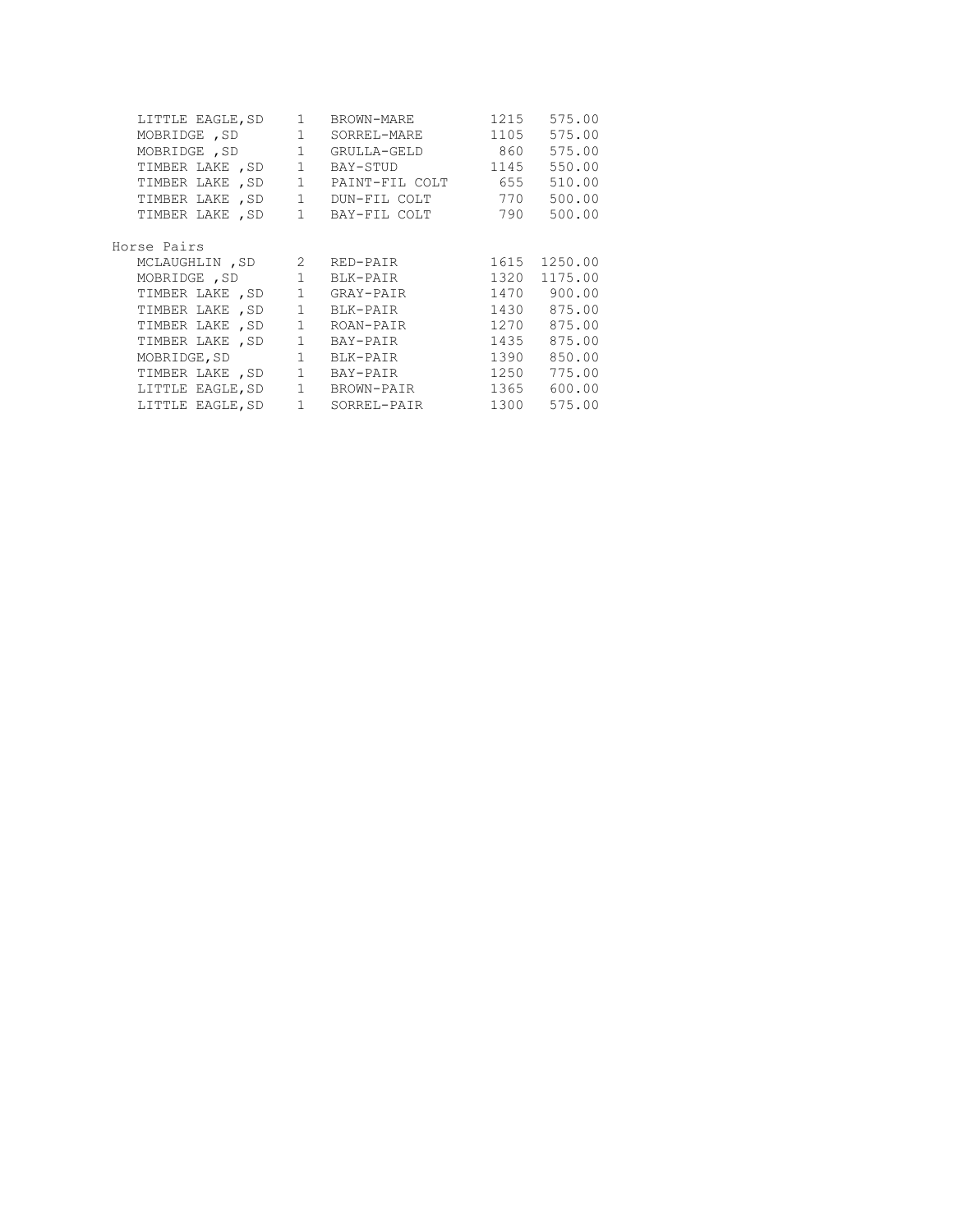| | | | | |
|---|---|---|---|---|
| LITTLE EAGLE,SD | 1 | BROWN-MARE | 1215 | 575.00 |
| MOBRIDGE ,SD | 1 | SORREL-MARE | 1105 | 575.00 |
| MOBRIDGE ,SD | 1 | GRULLA-GELD | 860 | 575.00 |
| TIMBER LAKE ,SD | 1 | BAY-STUD | 1145 | 550.00 |
| TIMBER LAKE ,SD | 1 | PAINT-FIL COLT | 655 | 510.00 |
| TIMBER LAKE ,SD | 1 | DUN-FIL COLT | 770 | 500.00 |
| TIMBER LAKE ,SD | 1 | BAY-FIL COLT | 790 | 500.00 |

Horse Pairs

| | | | | |
|---|---|---|---|---|
| MCLAUGHLIN ,SD | 2 | RED-PAIR | 1615 | 1250.00 |
| MOBRIDGE ,SD | 1 | BLK-PAIR | 1320 | 1175.00 |
| TIMBER LAKE ,SD | 1 | GRAY-PAIR | 1470 | 900.00 |
| TIMBER LAKE ,SD | 1 | BLK-PAIR | 1430 | 875.00 |
| TIMBER LAKE ,SD | 1 | ROAN-PAIR | 1270 | 875.00 |
| TIMBER LAKE ,SD | 1 | BAY-PAIR | 1435 | 875.00 |
| MOBRIDGE,SD | 1 | BLK-PAIR | 1390 | 850.00 |
| TIMBER LAKE ,SD | 1 | BAY-PAIR | 1250 | 775.00 |
| LITTLE EAGLE,SD | 1 | BROWN-PAIR | 1365 | 600.00 |
| LITTLE EAGLE,SD | 1 | SORREL-PAIR | 1300 | 575.00 |